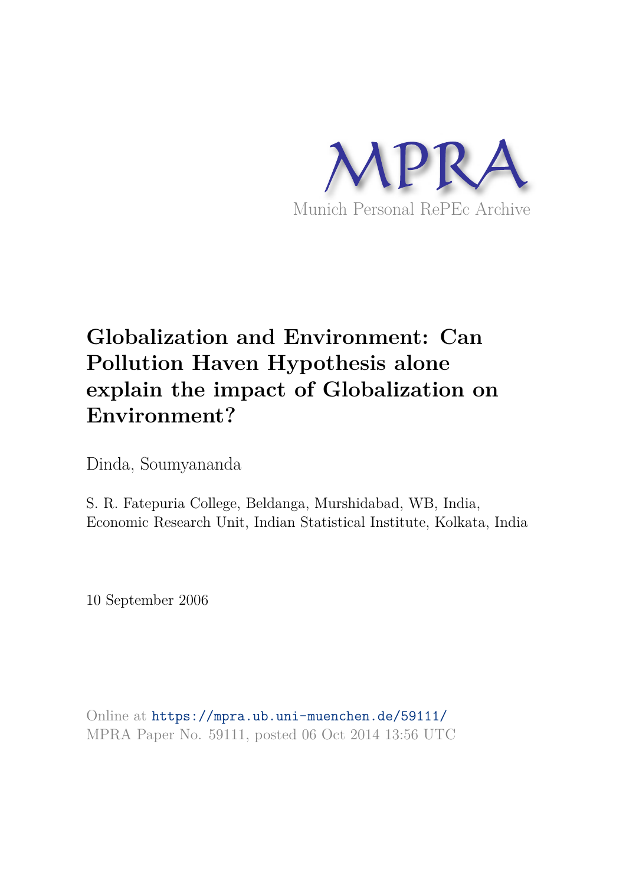MPRA

Munich Personal RePEc Archive

# Globalization and Environment: Can Pollution Haven Hypothesis alone explain the impact of Globalization on Environment?

Dinda, Soumyananda

S. R. Fatepuria College, Beldanga, Murshidabad, WB, India, Economic Research Unit, Indian Statistical Institute, Kolkata, India

10 September 2006

Online at https://mpra.ub.uni-muenchen.de/59111/
MPRA Paper No. 59111, posted 06 Oct 2014 13:56 UTC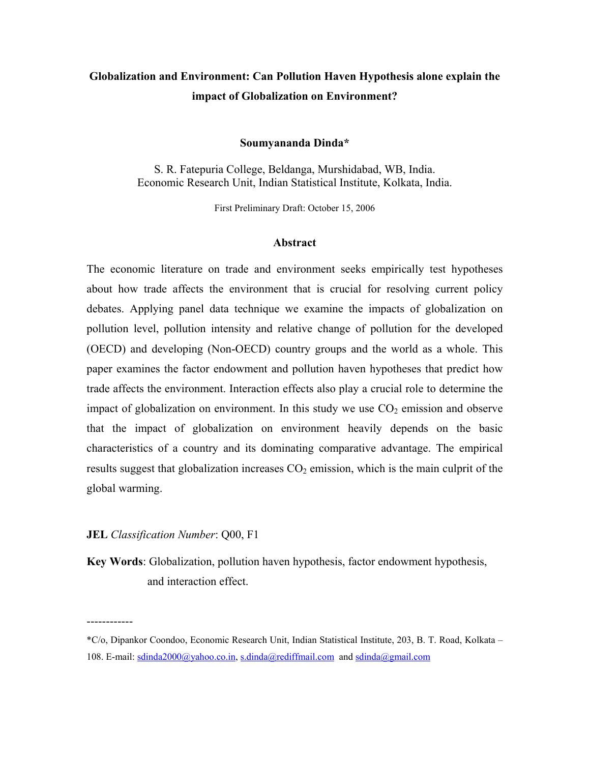# Globalization and Environment: Can Pollution Haven Hypothesis alone explain the impact of Globalization on Environment?

**Soumyananda Dinda***

S. R. Fatepuria College, Beldanga, Murshidabad, WB, India.
Economic Research Unit, Indian Statistical Institute, Kolkata, India.

First Preliminary Draft: October 15, 2006

## Abstract

The economic literature on trade and environment seeks empirically test hypotheses about how trade affects the environment that is crucial for resolving current policy debates. Applying panel data technique we examine the impacts of globalization on pollution level, pollution intensity and relative change of pollution for the developed (OECD) and developing (Non-OECD) country groups and the world as a whole. This paper examines the factor endowment and pollution haven hypotheses that predict how trade affects the environment. Interaction effects also play a crucial role to determine the impact of globalization on environment. In this study we use $CO_2$ emission and observe that the impact of globalization on environment heavily depends on the basic characteristics of a country and its dominating comparative advantage. The empirical results suggest that globalization increases $CO_2$ emission, which is the main culprit of the global warming.

**JEL** *Classification Number*: Q00, F1

**Key Words**: Globalization, pollution haven hypothesis, factor endowment hypothesis, and interaction effect.

------------

*C/o, Dipankor Coondoo, Economic Research Unit, Indian Statistical Institute, 203, B. T. Road, Kolkata – 108. E-mail: sdinda2000@yahoo.co.in, s.dinda@rediffmail.com and sdinda@gmail.com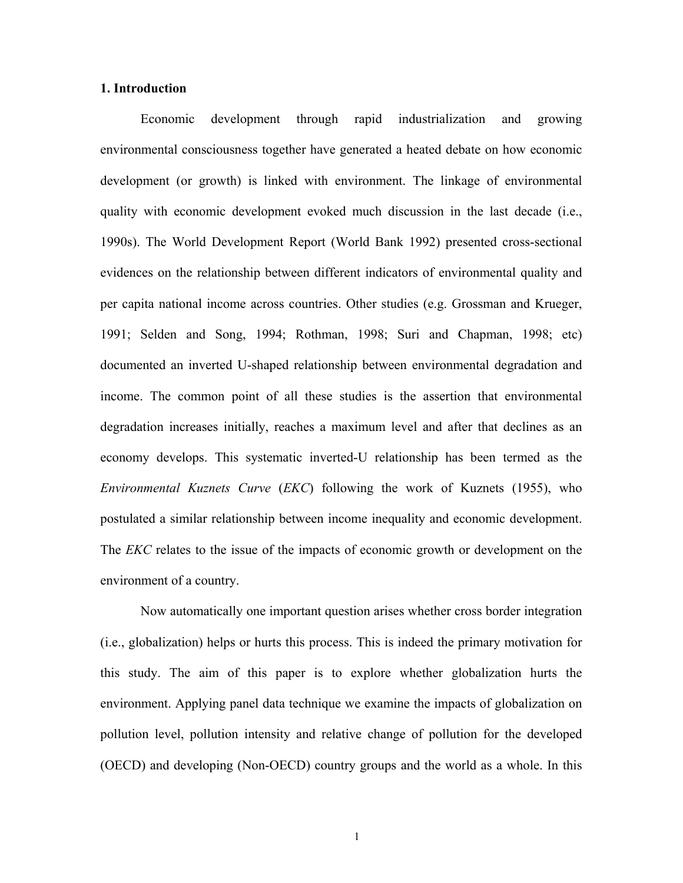## 1. Introduction

Economic development through rapid industrialization and growing environmental consciousness together have generated a heated debate on how economic development (or growth) is linked with environment. The linkage of environmental quality with economic development evoked much discussion in the last decade (i.e., 1990s). The World Development Report (World Bank 1992) presented cross-sectional evidences on the relationship between different indicators of environmental quality and per capita national income across countries. Other studies (e.g. Grossman and Krueger, 1991; Selden and Song, 1994; Rothman, 1998; Suri and Chapman, 1998; etc) documented an inverted U-shaped relationship between environmental degradation and income. The common point of all these studies is the assertion that environmental degradation increases initially, reaches a maximum level and after that declines as an economy develops. This systematic inverted-U relationship has been termed as the *Environmental Kuznets Curve* (*EKC*) following the work of Kuznets (1955), who postulated a similar relationship between income inequality and economic development. The *EKC* relates to the issue of the impacts of economic growth or development on the environment of a country.

Now automatically one important question arises whether cross border integration (i.e., globalization) helps or hurts this process. This is indeed the primary motivation for this study. The aim of this paper is to explore whether globalization hurts the environment. Applying panel data technique we examine the impacts of globalization on pollution level, pollution intensity and relative change of pollution for the developed (OECD) and developing (Non-OECD) country groups and the world as a whole. In this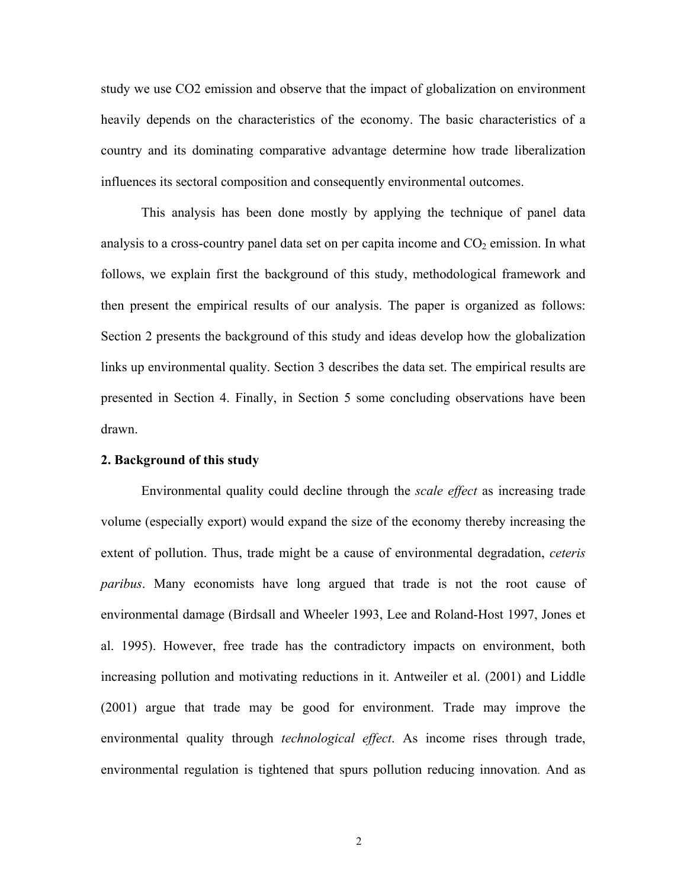study we use CO2 emission and observe that the impact of globalization on environment heavily depends on the characteristics of the economy. The basic characteristics of a country and its dominating comparative advantage determine how trade liberalization influences its sectoral composition and consequently environmental outcomes.

This analysis has been done mostly by applying the technique of panel data analysis to a cross-country panel data set on per capita income and $CO_2$ emission. In what follows, we explain first the background of this study, methodological framework and then present the empirical results of our analysis. The paper is organized as follows: Section 2 presents the background of this study and ideas develop how the globalization links up environmental quality. Section 3 describes the data set. The empirical results are presented in Section 4. Finally, in Section 5 some concluding observations have been drawn.

## 2. Background of this study

Environmental quality could decline through the *scale effect* as increasing trade volume (especially export) would expand the size of the economy thereby increasing the extent of pollution. Thus, trade might be a cause of environmental degradation, *ceteris paribus*. Many economists have long argued that trade is not the root cause of environmental damage (Birdsall and Wheeler 1993, Lee and Roland-Host 1997, Jones et al. 1995). However, free trade has the contradictory impacts on environment, both increasing pollution and motivating reductions in it. Antweiler et al. (2001) and Liddle (2001) argue that trade may be good for environment. Trade may improve the environmental quality through *technological effect*. As income rises through trade, environmental regulation is tightened that spurs pollution reducing innovation. And as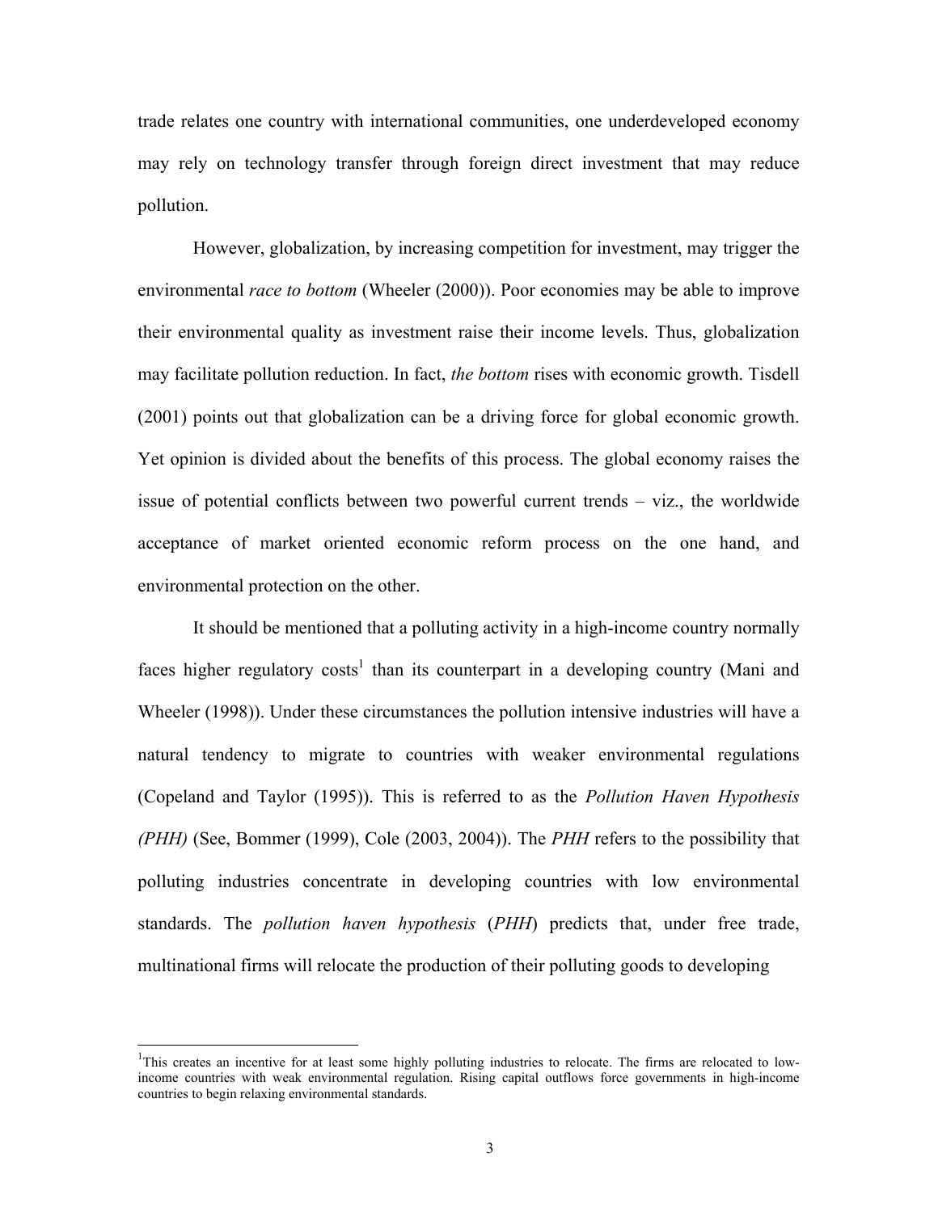trade relates one country with international communities, one underdeveloped economy may rely on technology transfer through foreign direct investment that may reduce pollution.

However, globalization, by increasing competition for investment, may trigger the environmental *race to bottom* (Wheeler (2000)). Poor economies may be able to improve their environmental quality as investment raise their income levels. Thus, globalization may facilitate pollution reduction. In fact, *the bottom* rises with economic growth. Tisdell (2001) points out that globalization can be a driving force for global economic growth. Yet opinion is divided about the benefits of this process. The global economy raises the issue of potential conflicts between two powerful current trends – viz., the worldwide acceptance of market oriented economic reform process on the one hand, and environmental protection on the other.

It should be mentioned that a polluting activity in a high-income country normally faces higher regulatory costs[1] than its counterpart in a developing country (Mani and Wheeler (1998)). Under these circumstances the pollution intensive industries will have a natural tendency to migrate to countries with weaker environmental regulations (Copeland and Taylor (1995)). This is referred to as the *Pollution Haven Hypothesis (PHH)* (See, Bommer (1999), Cole (2003, 2004)). The *PHH* refers to the possibility that polluting industries concentrate in developing countries with low environmental standards. The *pollution haven hypothesis* (*PHH*) predicts that, under free trade, multinational firms will relocate the production of their polluting goods to developing

---

[1]This creates an incentive for at least some highly polluting industries to relocate. The firms are relocated to low-income countries with weak environmental regulation. Rising capital outflows force governments in high-income countries to begin relaxing environmental standards.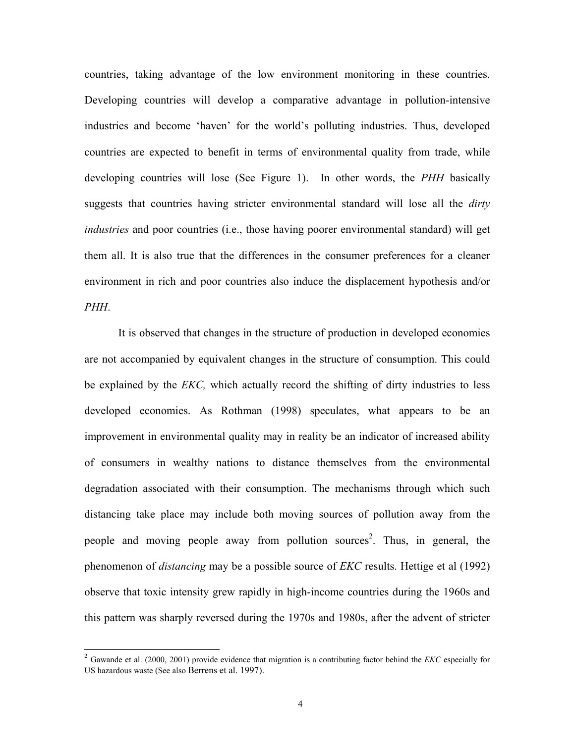countries, taking advantage of the low environment monitoring in these countries. Developing countries will develop a comparative advantage in pollution-intensive industries and become 'haven' for the world's polluting industries. Thus, developed countries are expected to benefit in terms of environmental quality from trade, while developing countries will lose (See Figure 1). In other words, the *PHH* basically suggests that countries having stricter environmental standard will lose all the *dirty industries* and poor countries (i.e., those having poorer environmental standard) will get them all. It is also true that the differences in the consumer preferences for a cleaner environment in rich and poor countries also induce the displacement hypothesis and/or *PHH*.

It is observed that changes in the structure of production in developed economies are not accompanied by equivalent changes in the structure of consumption. This could be explained by the *EKC,* which actually record the shifting of dirty industries to less developed economies. As Rothman (1998) speculates, what appears to be an improvement in environmental quality may in reality be an indicator of increased ability of consumers in wealthy nations to distance themselves from the environmental degradation associated with their consumption. The mechanisms through which such distancing take place may include both moving sources of pollution away from the people and moving people away from pollution sources[2]. Thus, in general, the phenomenon of *distancing* may be a possible source of *EKC* results. Hettige et al (1992) observe that toxic intensity grew rapidly in high-income countries during the 1960s and this pattern was sharply reversed during the 1970s and 1980s, after the advent of stricter

[2] Gawande et al. (2000, 2001) provide evidence that migration is a contributing factor behind the *EKC* especially for US hazardous waste (See also Berrens et al. 1997).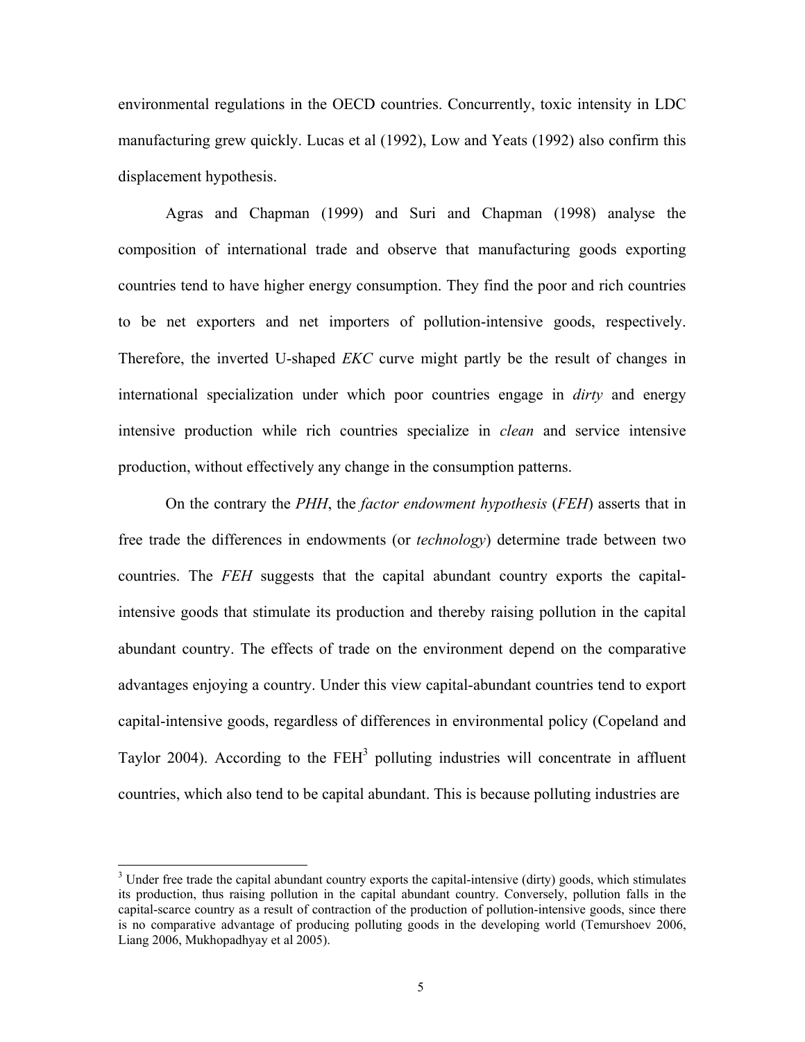environmental regulations in the OECD countries. Concurrently, toxic intensity in LDC manufacturing grew quickly. Lucas et al (1992), Low and Yeats (1992) also confirm this displacement hypothesis.

Agras and Chapman (1999) and Suri and Chapman (1998) analyse the composition of international trade and observe that manufacturing goods exporting countries tend to have higher energy consumption. They find the poor and rich countries to be net exporters and net importers of pollution-intensive goods, respectively. Therefore, the inverted U-shaped *EKC* curve might partly be the result of changes in international specialization under which poor countries engage in *dirty* and energy intensive production while rich countries specialize in *clean* and service intensive production, without effectively any change in the consumption patterns.

On the contrary the *PHH*, the *factor endowment hypothesis* (*FEH*) asserts that in free trade the differences in endowments (or *technology*) determine trade between two countries. The *FEH* suggests that the capital abundant country exports the capital-intensive goods that stimulate its production and thereby raising pollution in the capital abundant country. The effects of trade on the environment depend on the comparative advantages enjoying a country. Under this view capital-abundant countries tend to export capital-intensive goods, regardless of differences in environmental policy (Copeland and Taylor 2004). According to the FEH[3] polluting industries will concentrate in affluent countries, which also tend to be capital abundant. This is because polluting industries are

[3] Under free trade the capital abundant country exports the capital-intensive (dirty) goods, which stimulates its production, thus raising pollution in the capital abundant country. Conversely, pollution falls in the capital-scarce country as a result of contraction of the production of pollution-intensive goods, since there is no comparative advantage of producing polluting goods in the developing world (Temurshoev 2006, Liang 2006, Mukhopadhyay et al 2005).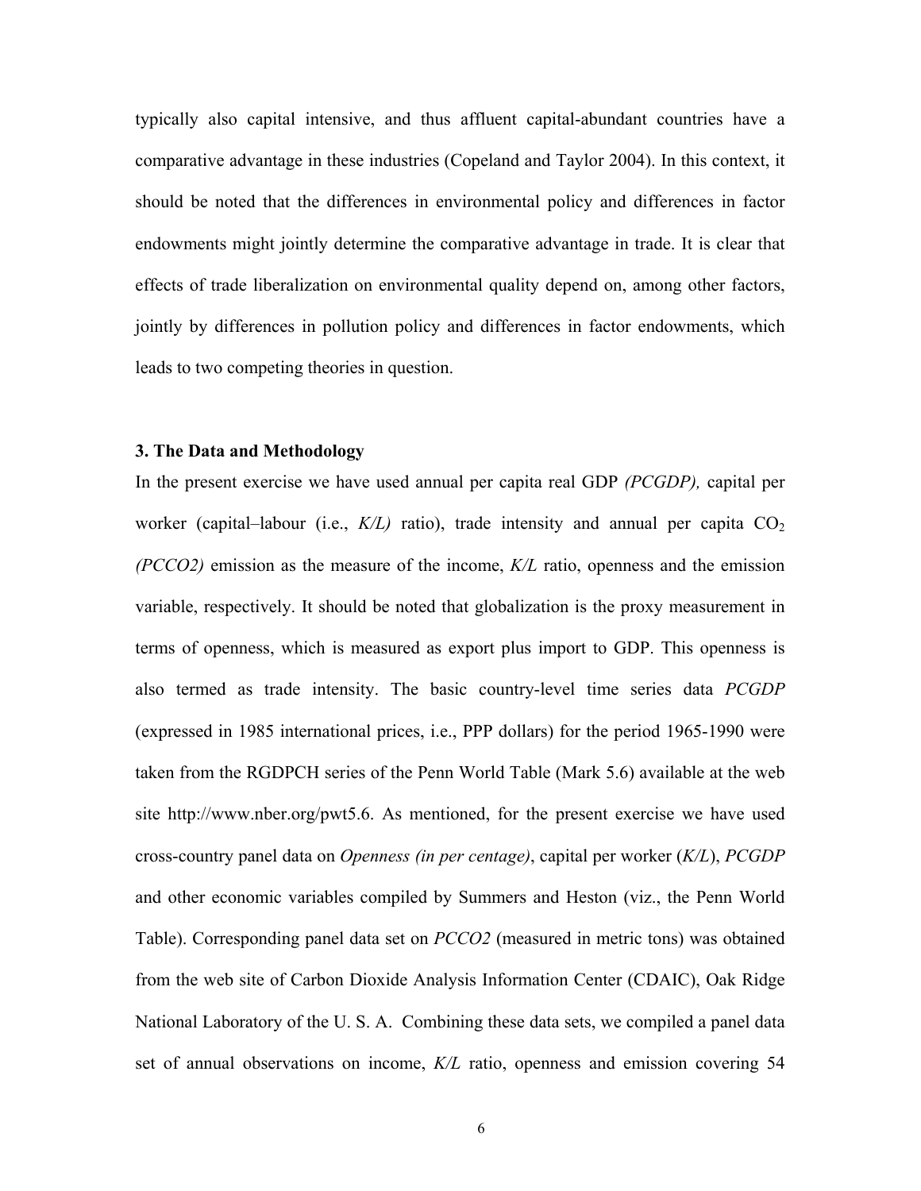typically also capital intensive, and thus affluent capital-abundant countries have a comparative advantage in these industries (Copeland and Taylor 2004). In this context, it should be noted that the differences in environmental policy and differences in factor endowments might jointly determine the comparative advantage in trade. It is clear that effects of trade liberalization on environmental quality depend on, among other factors, jointly by differences in pollution policy and differences in factor endowments, which leads to two competing theories in question.

### 3. The Data and Methodology

In the present exercise we have used annual per capita real GDP *(PCGDP),* capital per worker (capital–labour (i.e., *K/L)* ratio), trade intensity and annual per capita $CO_2$ *(PCCO2)* emission as the measure of the income, *K/L* ratio, openness and the emission variable, respectively. It should be noted that globalization is the proxy measurement in terms of openness, which is measured as export plus import to GDP. This openness is also termed as trade intensity. The basic country-level time series data *PCGDP* (expressed in 1985 international prices, i.e., PPP dollars) for the period 1965-1990 were taken from the RGDPCH series of the Penn World Table (Mark 5.6) available at the web site http://www.nber.org/pwt5.6. As mentioned, for the present exercise we have used cross-country panel data on *Openness (in per centage)*, capital per worker (*K/L*), *PCGDP* and other economic variables compiled by Summers and Heston (viz., the Penn World Table). Corresponding panel data set on *PCCO2* (measured in metric tons) was obtained from the web site of Carbon Dioxide Analysis Information Center (CDAIC), Oak Ridge National Laboratory of the U. S. A. Combining these data sets, we compiled a panel data set of annual observations on income, *K/L* ratio, openness and emission covering 54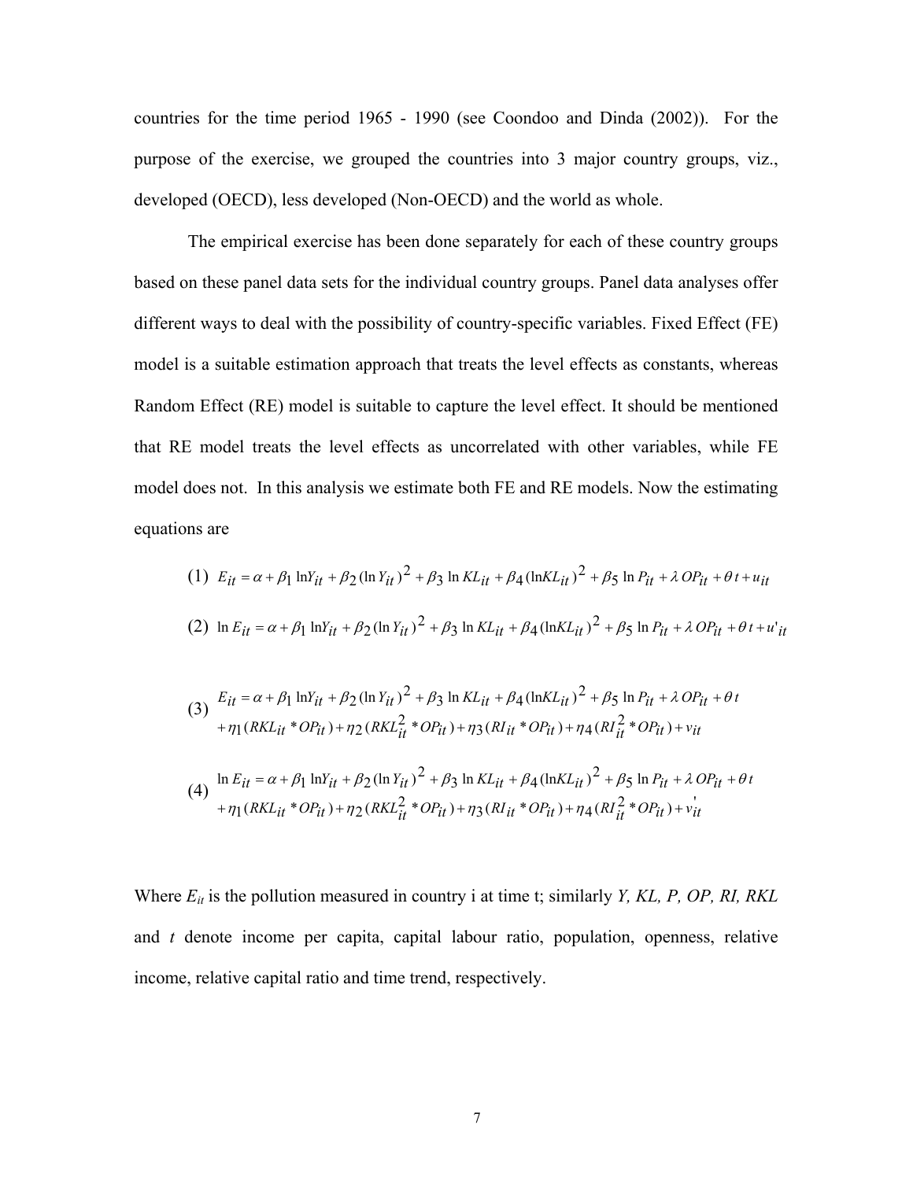countries for the time period 1965 - 1990 (see Coondoo and Dinda (2002)). For the purpose of the exercise, we grouped the countries into 3 major country groups, viz., developed (OECD), less developed (Non-OECD) and the world as whole.

The empirical exercise has been done separately for each of these country groups based on these panel data sets for the individual country groups. Panel data analyses offer different ways to deal with the possibility of country-specific variables. Fixed Effect (FE) model is a suitable estimation approach that treats the level effects as constants, whereas Random Effect (RE) model is suitable to capture the level effect. It should be mentioned that RE model treats the level effects as uncorrelated with other variables, while FE model does not. In this analysis we estimate both FE and RE models. Now the estimating equations are

$$(1)\quad E_{it} = \alpha + \beta_1 \ln Y_{it} + \beta_2 (\ln Y_{it})^2 + \beta_3 \ln KL_{it} + \beta_4 (\ln KL_{it})^2 + \beta_5 \ln P_{it} + \lambda OP_{it} + \theta t + u_{it}$$

$$(2)\quad \ln E_{it} = \alpha + \beta_1 \ln Y_{it} + \beta_2 (\ln Y_{it})^2 + \beta_3 \ln KL_{it} + \beta_4 (\ln KL_{it})^2 + \beta_5 \ln P_{it} + \lambda OP_{it} + \theta t + u'_{it}$$

$$(3)\quad \begin{aligned} E_{it} &= \alpha + \beta_1 \ln Y_{it} + \beta_2 (\ln Y_{it})^2 + \beta_3 \ln KL_{it} + \beta_4 (\ln KL_{it})^2 + \beta_5 \ln P_{it} + \lambda OP_{it} + \theta t \\ &+ \eta_1 (RKL_{it} * OP_{it}) + \eta_2 (RKL_{it}^2 * OP_{it}) + \eta_3 (RI_{it} * OP_{it}) + \eta_4 (RI_{it}^2 * OP_{it}) + v_{it} \end{aligned}$$

$$(4)\quad \begin{aligned} \ln E_{it} &= \alpha + \beta_1 \ln Y_{it} + \beta_2 (\ln Y_{it})^2 + \beta_3 \ln KL_{it} + \beta_4 (\ln KL_{it})^2 + \beta_5 \ln P_{it} + \lambda OP_{it} + \theta t \\ &+ \eta_1 (RKL_{it} * OP_{it}) + \eta_2 (RKL_{it}^2 * OP_{it}) + \eta_3 (RI_{it} * OP_{it}) + \eta_4 (RI_{it}^2 * OP_{it}) + v'_{it} \end{aligned}$$

Where $E_{it}$ is the pollution measured in country i at time t; similarly *Y, KL, P, OP, RI, RKL* and *t* denote income per capita, capital labour ratio, population, openness, relative income, relative capital ratio and time trend, respectively.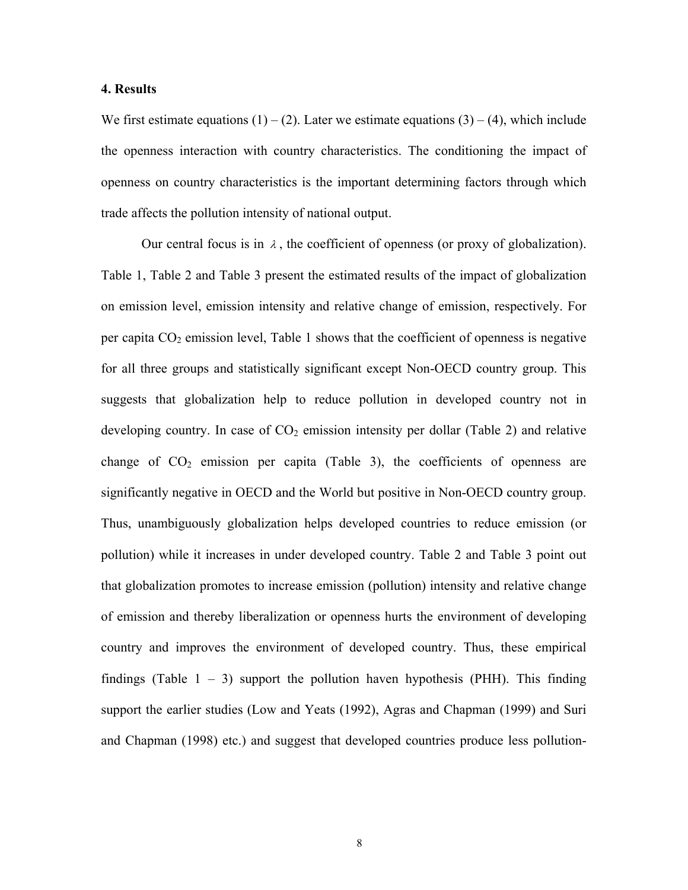**4. Results**

We first estimate equations (1) – (2). Later we estimate equations (3) – (4), which include the openness interaction with country characteristics. The conditioning the impact of openness on country characteristics is the important determining factors through which trade affects the pollution intensity of national output.

Our central focus is in $\lambda$, the coefficient of openness (or proxy of globalization). Table 1, Table 2 and Table 3 present the estimated results of the impact of globalization on emission level, emission intensity and relative change of emission, respectively. For per capita $CO_2$ emission level, Table 1 shows that the coefficient of openness is negative for all three groups and statistically significant except Non-OECD country group. This suggests that globalization help to reduce pollution in developed country not in developing country. In case of $CO_2$ emission intensity per dollar (Table 2) and relative change of $CO_2$ emission per capita (Table 3), the coefficients of openness are significantly negative in OECD and the World but positive in Non-OECD country group. Thus, unambiguously globalization helps developed countries to reduce emission (or pollution) while it increases in under developed country. Table 2 and Table 3 point out that globalization promotes to increase emission (pollution) intensity and relative change of emission and thereby liberalization or openness hurts the environment of developing country and improves the environment of developed country. Thus, these empirical findings (Table 1 – 3) support the pollution haven hypothesis (PHH). This finding support the earlier studies (Low and Yeats (1992), Agras and Chapman (1999) and Suri and Chapman (1998) etc.) and suggest that developed countries produce less pollution-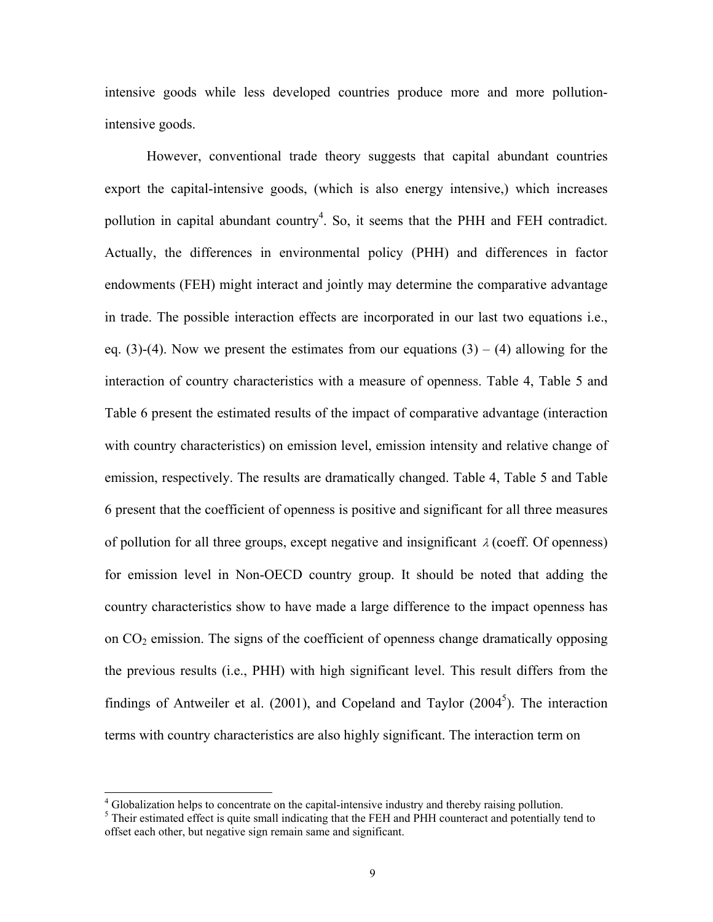intensive goods while less developed countries produce more and more pollution-intensive goods.

However, conventional trade theory suggests that capital abundant countries export the capital-intensive goods, (which is also energy intensive,) which increases pollution in capital abundant country[4]. So, it seems that the PHH and FEH contradict. Actually, the differences in environmental policy (PHH) and differences in factor endowments (FEH) might interact and jointly may determine the comparative advantage in trade. The possible interaction effects are incorporated in our last two equations i.e., eq. (3)-(4). Now we present the estimates from our equations (3) – (4) allowing for the interaction of country characteristics with a measure of openness. Table 4, Table 5 and Table 6 present the estimated results of the impact of comparative advantage (interaction with country characteristics) on emission level, emission intensity and relative change of emission, respectively. The results are dramatically changed. Table 4, Table 5 and Table 6 present that the coefficient of openness is positive and significant for all three measures of pollution for all three groups, except negative and insignificant $\lambda$ (coeff. Of openness) for emission level in Non-OECD country group. It should be noted that adding the country characteristics show to have made a large difference to the impact openness has on $CO_2$ emission. The signs of the coefficient of openness change dramatically opposing the previous results (i.e., PHH) with high significant level. This result differs from the findings of Antweiler et al. (2001), and Copeland and Taylor (2004[5]). The interaction terms with country characteristics are also highly significant. The interaction term on

---

[4] Globalization helps to concentrate on the capital-intensive industry and thereby raising pollution.

[5] Their estimated effect is quite small indicating that the FEH and PHH counteract and potentially tend to offset each other, but negative sign remain same and significant.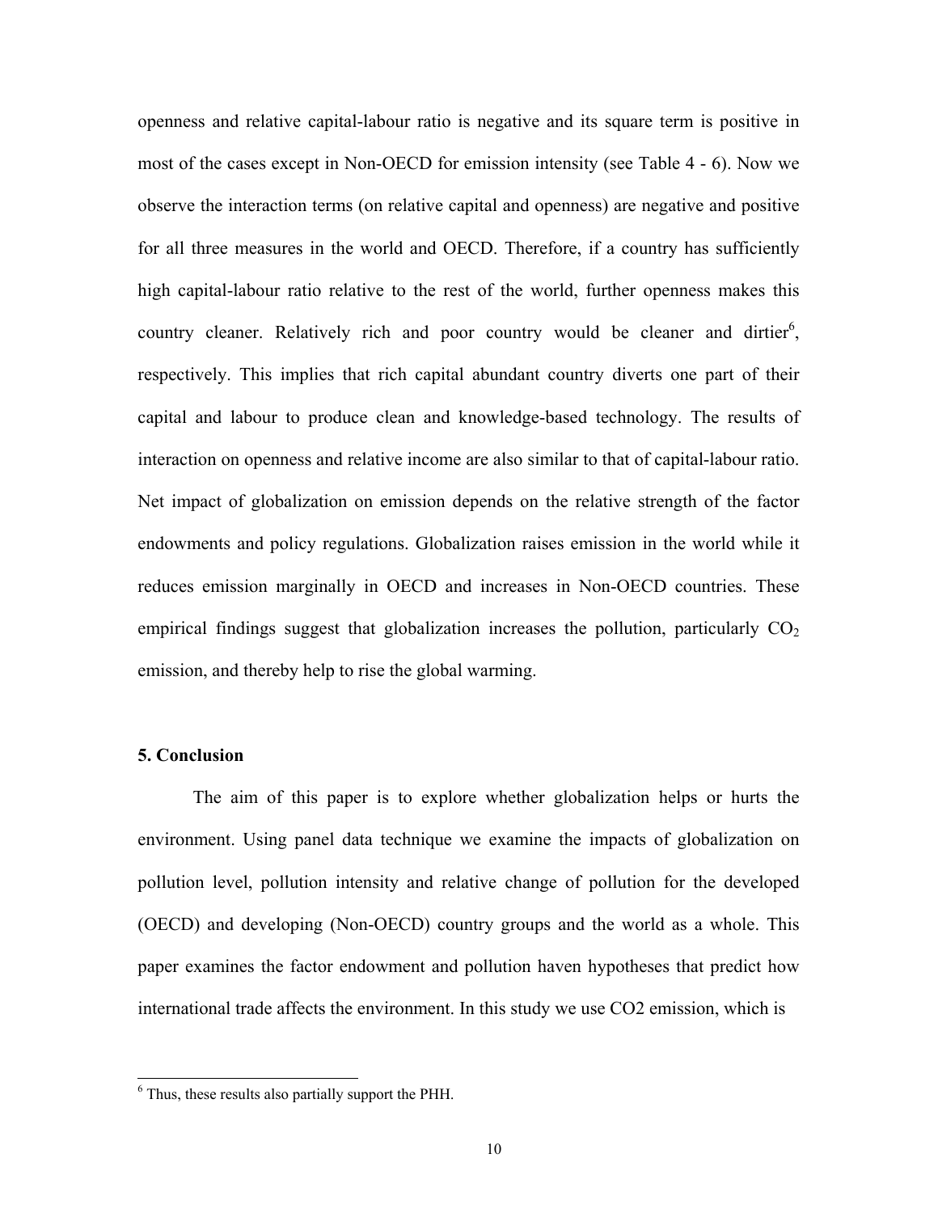openness and relative capital-labour ratio is negative and its square term is positive in most of the cases except in Non-OECD for emission intensity (see Table 4 - 6). Now we observe the interaction terms (on relative capital and openness) are negative and positive for all three measures in the world and OECD. Therefore, if a country has sufficiently high capital-labour ratio relative to the rest of the world, further openness makes this country cleaner. Relatively rich and poor country would be cleaner and dirtier[6], respectively. This implies that rich capital abundant country diverts one part of their capital and labour to produce clean and knowledge-based technology. The results of interaction on openness and relative income are also similar to that of capital-labour ratio. Net impact of globalization on emission depends on the relative strength of the factor endowments and policy regulations. Globalization raises emission in the world while it reduces emission marginally in OECD and increases in Non-OECD countries. These empirical findings suggest that globalization increases the pollution, particularly $CO_2$ emission, and thereby help to rise the global warming.

## 5. Conclusion

The aim of this paper is to explore whether globalization helps or hurts the environment. Using panel data technique we examine the impacts of globalization on pollution level, pollution intensity and relative change of pollution for the developed (OECD) and developing (Non-OECD) country groups and the world as a whole. This paper examines the factor endowment and pollution haven hypotheses that predict how international trade affects the environment. In this study we use CO2 emission, which is

---

[6] Thus, these results also partially support the PHH.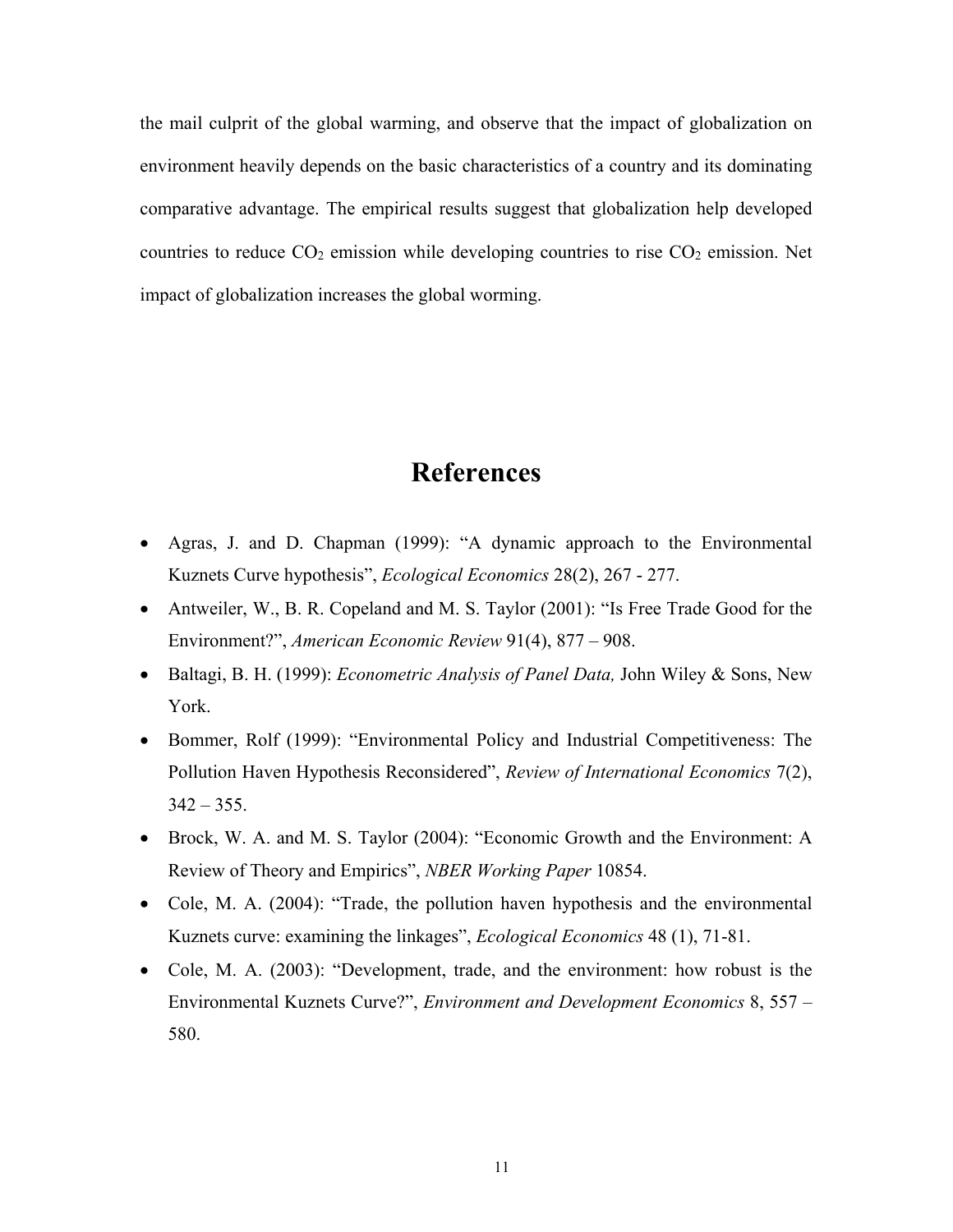the mail culprit of the global warming, and observe that the impact of globalization on environment heavily depends on the basic characteristics of a country and its dominating comparative advantage. The empirical results suggest that globalization help developed countries to reduce $CO_2$ emission while developing countries to rise $CO_2$ emission. Net impact of globalization increases the global worming.

# References

- Agras, J. and D. Chapman (1999): "A dynamic approach to the Environmental Kuznets Curve hypothesis", *Ecological Economics* 28(2), 267 - 277.
- Antweiler, W., B. R. Copeland and M. S. Taylor (2001): "Is Free Trade Good for the Environment?", *American Economic Review* 91(4), 877 – 908.
- Baltagi, B. H. (1999): *Econometric Analysis of Panel Data,* John Wiley & Sons, New York.
- Bommer, Rolf (1999): "Environmental Policy and Industrial Competitiveness: The Pollution Haven Hypothesis Reconsidered", *Review of International Economics* 7(2), 342 – 355.
- Brock, W. A. and M. S. Taylor (2004): "Economic Growth and the Environment: A Review of Theory and Empirics", *NBER Working Paper* 10854.
- Cole, M. A. (2004): "Trade, the pollution haven hypothesis and the environmental Kuznets curve: examining the linkages", *Ecological Economics* 48 (1), 71-81.
- Cole, M. A. (2003): "Development, trade, and the environment: how robust is the Environmental Kuznets Curve?", *Environment and Development Economics* 8, 557 – 580.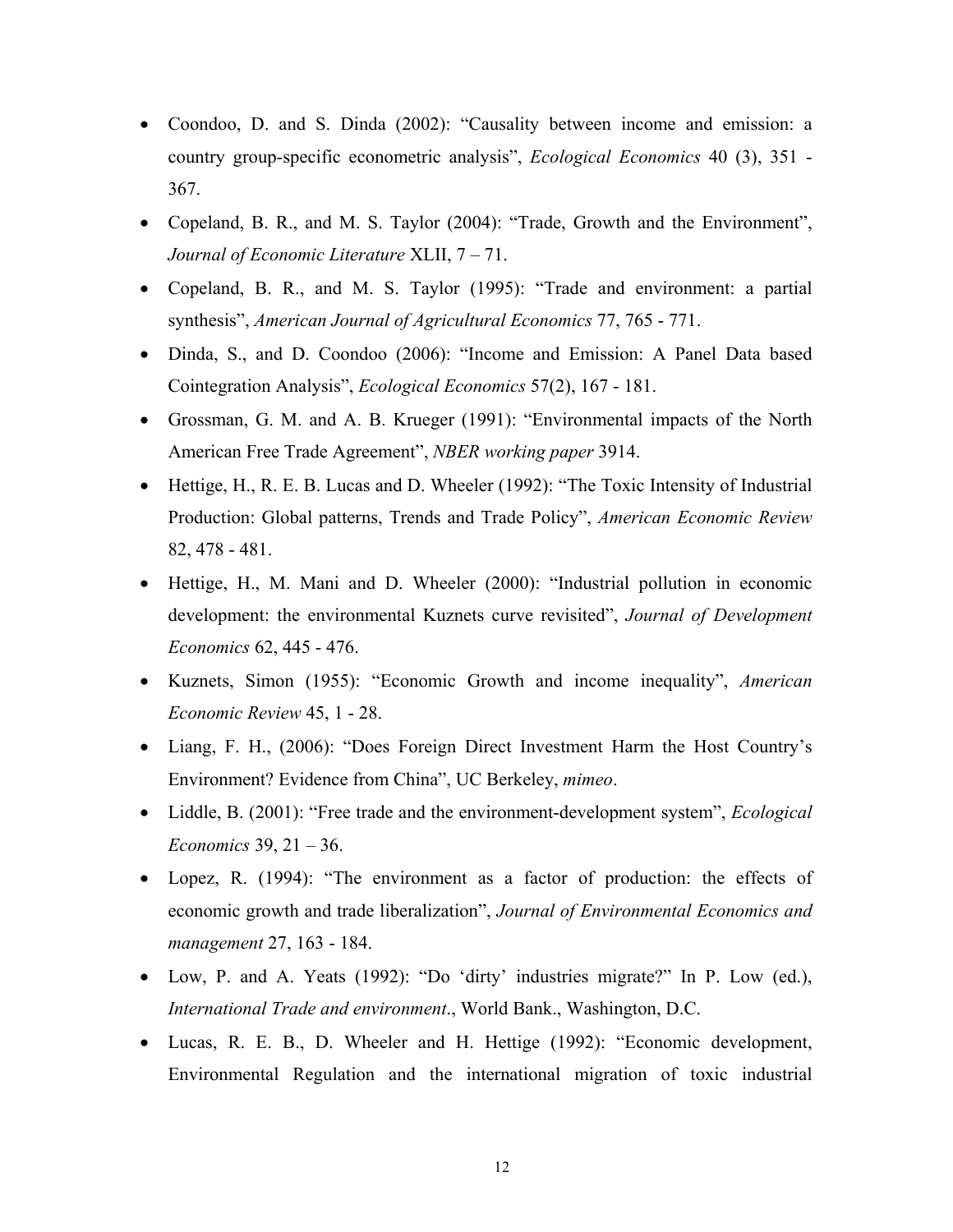- Coondoo, D. and S. Dinda (2002): "Causality between income and emission: a country group-specific econometric analysis", *Ecological Economics* 40 (3), 351 - 367.
- Copeland, B. R., and M. S. Taylor (2004): "Trade, Growth and the Environment", *Journal of Economic Literature* XLII, 7 – 71.
- Copeland, B. R., and M. S. Taylor (1995): "Trade and environment: a partial synthesis", *American Journal of Agricultural Economics* 77, 765 - 771.
- Dinda, S., and D. Coondoo (2006): "Income and Emission: A Panel Data based Cointegration Analysis", *Ecological Economics* 57(2), 167 - 181.
- Grossman, G. M. and A. B. Krueger (1991): "Environmental impacts of the North American Free Trade Agreement", *NBER working paper* 3914.
- Hettige, H., R. E. B. Lucas and D. Wheeler (1992): "The Toxic Intensity of Industrial Production: Global patterns, Trends and Trade Policy", *American Economic Review* 82, 478 - 481.
- Hettige, H., M. Mani and D. Wheeler (2000): "Industrial pollution in economic development: the environmental Kuznets curve revisited", *Journal of Development Economics* 62, 445 - 476.
- Kuznets, Simon (1955): "Economic Growth and income inequality", *American Economic Review* 45, 1 - 28.
- Liang, F. H., (2006): "Does Foreign Direct Investment Harm the Host Country's Environment? Evidence from China", UC Berkeley, *mimeo*.
- Liddle, B. (2001): "Free trade and the environment-development system", *Ecological Economics* 39, 21 – 36.
- Lopez, R. (1994): "The environment as a factor of production: the effects of economic growth and trade liberalization", *Journal of Environmental Economics and management* 27, 163 - 184.
- Low, P. and A. Yeats (1992): "Do 'dirty' industries migrate?" In P. Low (ed.), *International Trade and environment*., World Bank., Washington, D.C.
- Lucas, R. E. B., D. Wheeler and H. Hettige (1992): "Economic development, Environmental Regulation and the international migration of toxic industrial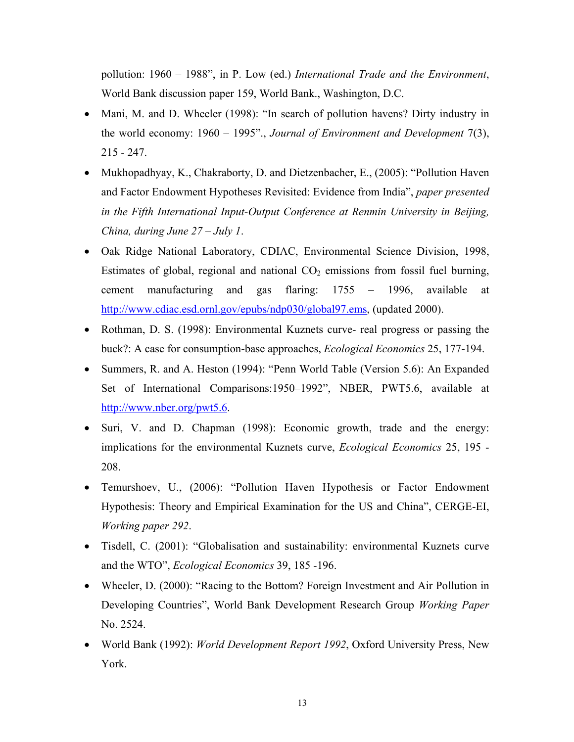pollution: 1960 – 1988", in P. Low (ed.) *International Trade and the Environment*, World Bank discussion paper 159, World Bank., Washington, D.C.

- Mani, M. and D. Wheeler (1998): "In search of pollution havens? Dirty industry in the world economy: 1960 – 1995"., *Journal of Environment and Development* 7(3), 215 - 247.
- Mukhopadhyay, K., Chakraborty, D. and Dietzenbacher, E., (2005): "Pollution Haven and Factor Endowment Hypotheses Revisited: Evidence from India", *paper presented in the Fifth International Input-Output Conference at Renmin University in Beijing, China, during June 27 – July 1*.
- Oak Ridge National Laboratory, CDIAC, Environmental Science Division, 1998, Estimates of global, regional and national $CO_2$ emissions from fossil fuel burning, cement manufacturing and gas flaring: 1755 – 1996, available at http://www.cdiac.esd.ornl.gov/epubs/ndp030/global97.ems, (updated 2000).
- Rothman, D. S. (1998): Environmental Kuznets curve- real progress or passing the buck?: A case for consumption-base approaches, *Ecological Economics* 25, 177-194.
- Summers, R. and A. Heston (1994): "Penn World Table (Version 5.6): An Expanded Set of International Comparisons:1950–1992", NBER, PWT5.6, available at http://www.nber.org/pwt5.6.
- Suri, V. and D. Chapman (1998): Economic growth, trade and the energy: implications for the environmental Kuznets curve, *Ecological Economics* 25, 195 - 208.
- Temurshoev, U., (2006): "Pollution Haven Hypothesis or Factor Endowment Hypothesis: Theory and Empirical Examination for the US and China", CERGE-EI, *Working paper 292*.
- Tisdell, C. (2001): "Globalisation and sustainability: environmental Kuznets curve and the WTO", *Ecological Economics* 39, 185 -196.
- Wheeler, D. (2000): "Racing to the Bottom? Foreign Investment and Air Pollution in Developing Countries", World Bank Development Research Group *Working Paper* No. 2524.
- World Bank (1992): *World Development Report 1992*, Oxford University Press, New York.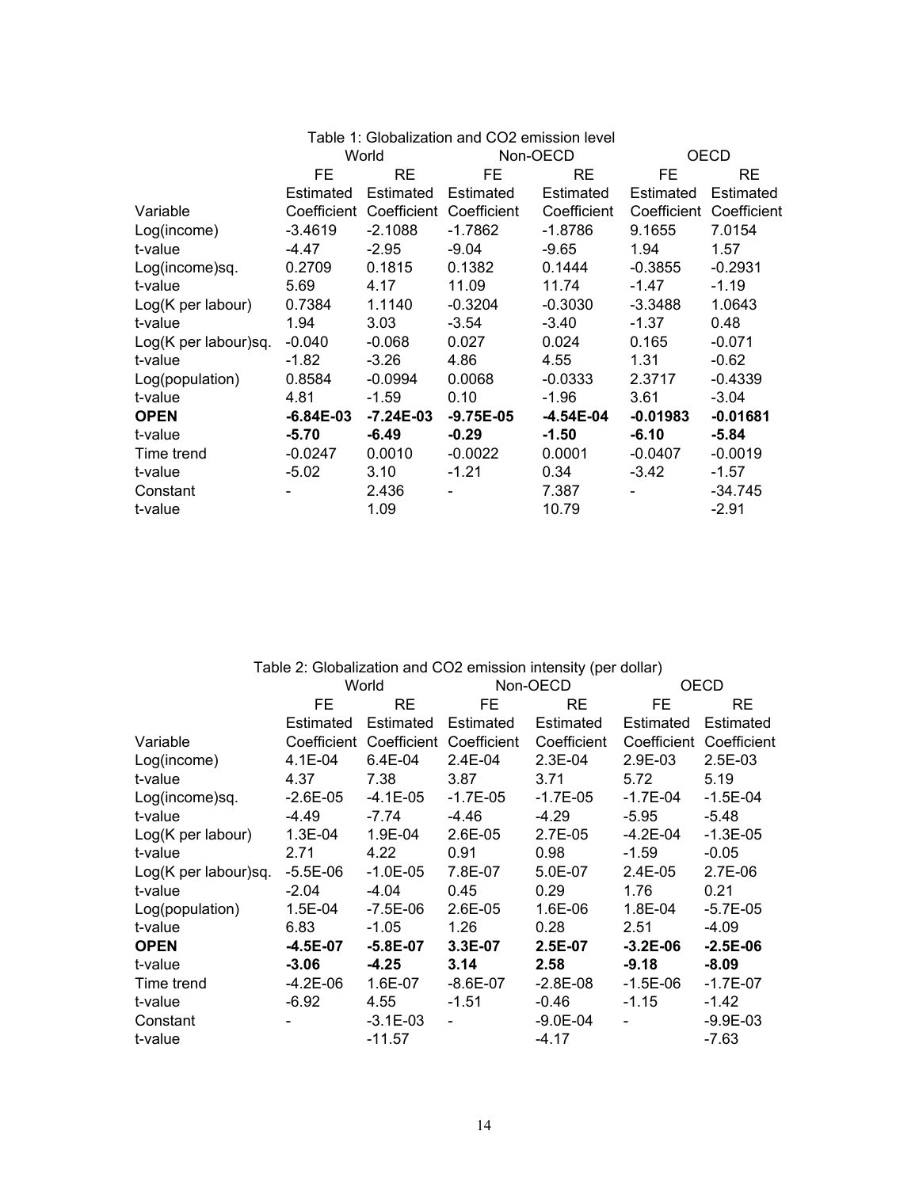Table 1: Globalization and CO2 emission level

| | World | | Non-OECD | | OECD | |
|---|---|---|---|---|---|---|
| | FE | RE | FE | RE | FE | RE |
| Variable | Estimated Coefficient | Estimated Coefficient | Estimated Coefficient | Estimated Coefficient | Estimated Coefficient | Estimated Coefficient |
| Log(income) | -3.4619 | -2.1088 | -1.7862 | -1.8786 | 9.1655 | 7.0154 |
| t-value | -4.47 | -2.95 | -9.04 | -9.65 | 1.94 | 1.57 |
| Log(income)sq. | 0.2709 | 0.1815 | 0.1382 | 0.1444 | -0.3855 | -0.2931 |
| t-value | 5.69 | 4.17 | 11.09 | 11.74 | -1.47 | -1.19 |
| Log(K per labour) | 0.7384 | 1.1140 | -0.3204 | -0.3030 | -3.3488 | 1.0643 |
| t-value | 1.94 | 3.03 | -3.54 | -3.40 | -1.37 | 0.48 |
| Log(K per labour)sq. | -0.040 | -0.068 | 0.027 | 0.024 | 0.165 | -0.071 |
| t-value | -1.82 | -3.26 | 4.86 | 4.55 | 1.31 | -0.62 |
| Log(population) | 0.8584 | -0.0994 | 0.0068 | -0.0333 | 2.3717 | -0.4339 |
| t-value | 4.81 | -1.59 | 0.10 | -1.96 | 3.61 | -3.04 |
| **OPEN** | **-6.84E-03** | **-7.24E-03** | **-9.75E-05** | **-4.54E-04** | **-0.01983** | **-0.01681** |
| t-value | **-5.70** | **-6.49** | **-0.29** | **-1.50** | **-6.10** | **-5.84** |
| Time trend | -0.0247 | 0.0010 | -0.0022 | 0.0001 | -0.0407 | -0.0019 |
| t-value | -5.02 | 3.10 | -1.21 | 0.34 | -3.42 | -1.57 |
| Constant | - | 2.436 | - | 7.387 | - | -34.745 |
| t-value | | 1.09 | | 10.79 | | -2.91 |

Table 2: Globalization and CO2 emission intensity (per dollar)

| | World | | Non-OECD | | OECD | |
|---|---|---|---|---|---|---|
| | FE | RE | FE | RE | FE | RE |
| Variable | Estimated Coefficient | Estimated Coefficient | Estimated Coefficient | Estimated Coefficient | Estimated Coefficient | Estimated Coefficient |
| Log(income) | 4.1E-04 | 6.4E-04 | 2.4E-04 | 2.3E-04 | 2.9E-03 | 2.5E-03 |
| t-value | 4.37 | 7.38 | 3.87 | 3.71 | 5.72 | 5.19 |
| Log(income)sq. | -2.6E-05 | -4.1E-05 | -1.7E-05 | -1.7E-05 | -1.7E-04 | -1.5E-04 |
| t-value | -4.49 | -7.74 | -4.46 | -4.29 | -5.95 | -5.48 |
| Log(K per labour) | 1.3E-04 | 1.9E-04 | 2.6E-05 | 2.7E-05 | -4.2E-05 | -1.3E-05 |
| t-value | 2.71 | 4.22 | 0.91 | 0.98 | -1.59 | -0.05 |
| Log(K per labour)sq. | -5.5E-06 | -1.0E-05 | 7.8E-07 | 5.0E-07 | 2.4E-05 | 2.7E-06 |
| t-value | -2.04 | -4.04 | 0.45 | 0.29 | 1.76 | 0.21 |
| Log(population) | 1.5E-04 | -7.5E-06 | 2.6E-05 | 1.6E-06 | 1.8E-04 | -5.7E-05 |
| t-value | 6.83 | -1.05 | 1.26 | 0.28 | 2.51 | -4.09 |
| **OPEN** | **-4.5E-07** | **-5.8E-07** | **3.3E-07** | **2.5E-07** | **-3.2E-06** | **-2.5E-06** |
| t-value | **-3.06** | **-4.25** | **3.14** | **2.58** | **-9.18** | **-8.09** |
| Time trend | -4.2E-06 | 1.6E-07 | -8.6E-07 | -2.8E-08 | -1.5E-06 | -1.7E-07 |
| t-value | -6.92 | 4.55 | -1.51 | -0.46 | -1.15 | -1.42 |
| Constant | - | -3.1E-03 | - | -9.0E-04 | - | -9.9E-03 |
| t-value | | -11.57 | | -4.17 | | -7.63 |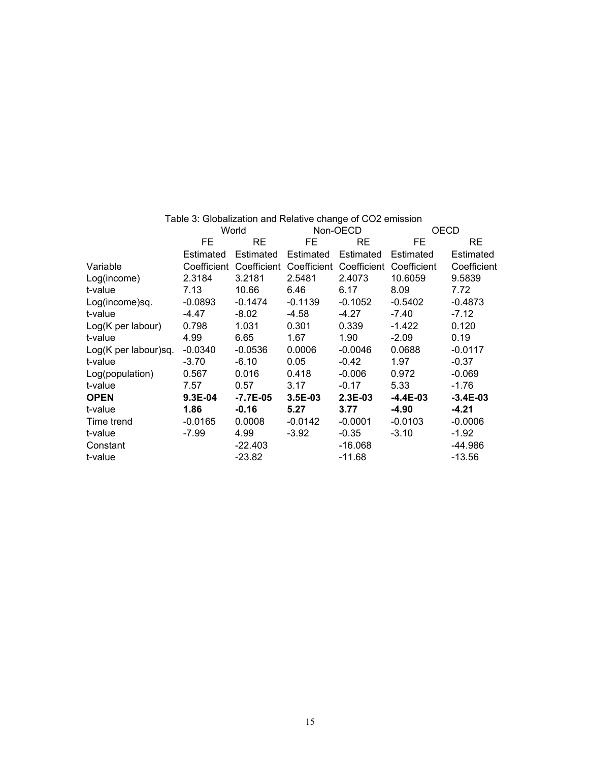Table 3: Globalization and Relative change of $CO_2$ emission

| | World | | Non-OECD | | OECD | |
|---|---|---|---|---|---|---|
| | FE | RE | FE | RE | FE | RE |
| Variable | Estimated Coefficient | Estimated Coefficient | Estimated Coefficient | Estimated Coefficient | Estimated Coefficient | Estimated Coefficient |
| Log(income) | 2.3184 | 3.2181 | 2.5481 | 2.4073 | 10.6059 | 9.5839 |
| t-value | 7.13 | 10.66 | 6.46 | 6.17 | 8.09 | 7.72 |
| Log(income)sq. | -0.0893 | -0.1474 | -0.1139 | -0.1052 | -0.5402 | -0.4873 |
| t-value | -4.47 | -8.02 | -4.58 | -4.27 | -7.40 | -7.12 |
| Log(K per labour) | 0.798 | 1.031 | 0.301 | 0.339 | -1.422 | 0.120 |
| t-value | 4.99 | 6.65 | 1.67 | 1.90 | -2.09 | 0.19 |
| Log(K per labour)sq. | -0.0340 | -0.0536 | 0.0006 | -0.0046 | 0.0688 | -0.0117 |
| t-value | -3.70 | -6.10 | 0.05 | -0.42 | 1.97 | -0.37 |
| Log(population) | 0.567 | 0.016 | 0.418 | -0.006 | 0.972 | -0.069 |
| t-value | 7.57 | 0.57 | 3.17 | -0.17 | 5.33 | -1.76 |
| **OPEN** | **9.3E-04** | **-7.7E-05** | **3.5E-03** | **2.3E-03** | **-4.4E-03** | **-3.4E-03** |
| t-value | **1.86** | **-0.16** | **5.27** | **3.77** | **-4.90** | **-4.21** |
| Time trend | -0.0165 | 0.0008 | -0.0142 | -0.0001 | -0.0103 | -0.0006 |
| t-value | -7.99 | 4.99 | -3.92 | -0.35 | -3.10 | -1.92 |
| Constant | | -22.403 | | -16.068 | | -44.986 |
| t-value | | -23.82 | | -11.68 | | -13.56 |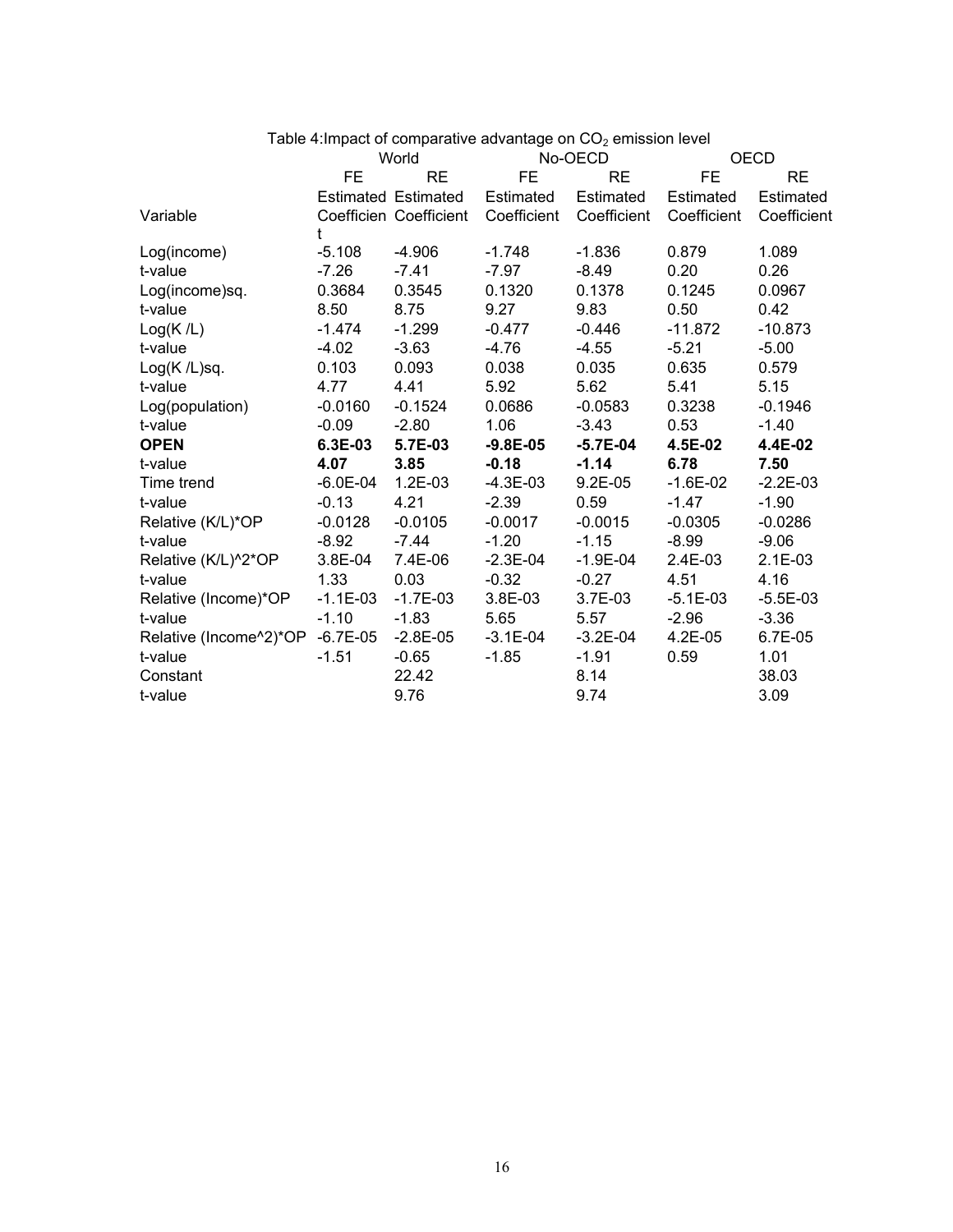Table 4:Impact of comparative advantage on $CO_2$ emission level

| | World | | No-OECD | | OECD | |
|---|---|---|---|---|---|---|
| | FE | RE | FE | RE | FE | RE |
| Variable | Estimated Coefficient | Estimated Coefficient | Estimated Coefficient | Estimated Coefficient | Estimated Coefficient | Estimated Coefficient |
| Log(income) | -5.108 | -4.906 | -1.748 | -1.836 | 0.879 | 1.089 |
| t-value | -7.26 | -7.41 | -7.97 | -8.49 | 0.20 | 0.26 |
| Log(income)sq. | 0.3684 | 0.3545 | 0.1320 | 0.1378 | 0.1245 | 0.0967 |
| t-value | 8.50 | 8.75 | 9.27 | 9.83 | 0.50 | 0.42 |
| Log(K /L) | -1.474 | -1.299 | -0.477 | -0.446 | -11.872 | -10.873 |
| t-value | -4.02 | -3.63 | -4.76 | -4.55 | -5.21 | -5.00 |
| Log(K /L)sq. | 0.103 | 0.093 | 0.038 | 0.035 | 0.635 | 0.579 |
| t-value | 4.77 | 4.41 | 5.92 | 5.62 | 5.41 | 5.15 |
| Log(population) | -0.0160 | -0.1524 | 0.0686 | -0.0583 | 0.3238 | -0.1946 |
| t-value | -0.09 | -2.80 | 1.06 | -3.43 | 0.53 | -1.40 |
| **OPEN** | **6.3E-03** | **5.7E-03** | **-9.8E-05** | **-5.7E-04** | **4.5E-02** | **4.4E-02** |
| t-value | **4.07** | **3.85** | **-0.18** | **-1.14** | **6.78** | **7.50** |
| Time trend | -6.0E-04 | 1.2E-03 | -4.3E-03 | 9.2E-05 | -1.6E-02 | -2.2E-03 |
| t-value | -0.13 | 4.21 | -2.39 | 0.59 | -1.47 | -1.90 |
| Relative (K/L)*OP | -0.0128 | -0.0105 | -0.0017 | -0.0015 | -0.0305 | -0.0286 |
| t-value | -8.92 | -7.44 | -1.20 | -1.15 | -8.99 | -9.06 |
| Relative (K/L)^2*OP | 3.8E-04 | 7.4E-06 | -2.3E-04 | -1.9E-04 | 2.4E-03 | 2.1E-03 |
| t-value | 1.33 | 0.03 | -0.32 | -0.27 | 4.51 | 4.16 |
| Relative (Income)*OP | -1.1E-03 | -1.7E-03 | 3.8E-03 | 3.7E-03 | -5.1E-03 | -5.5E-03 |
| t-value | -1.10 | -1.83 | 5.65 | 5.57 | -2.96 | -3.36 |
| Relative (Income^2)*OP | -6.7E-05 | -2.8E-05 | -3.1E-04 | -3.2E-04 | 4.2E-05 | 6.7E-05 |
| t-value | -1.51 | -0.65 | -1.85 | -1.91 | 0.59 | 1.01 |
| Constant | | 22.42 | | 8.14 | | 38.03 |
| t-value | | 9.76 | | 9.74 | | 3.09 |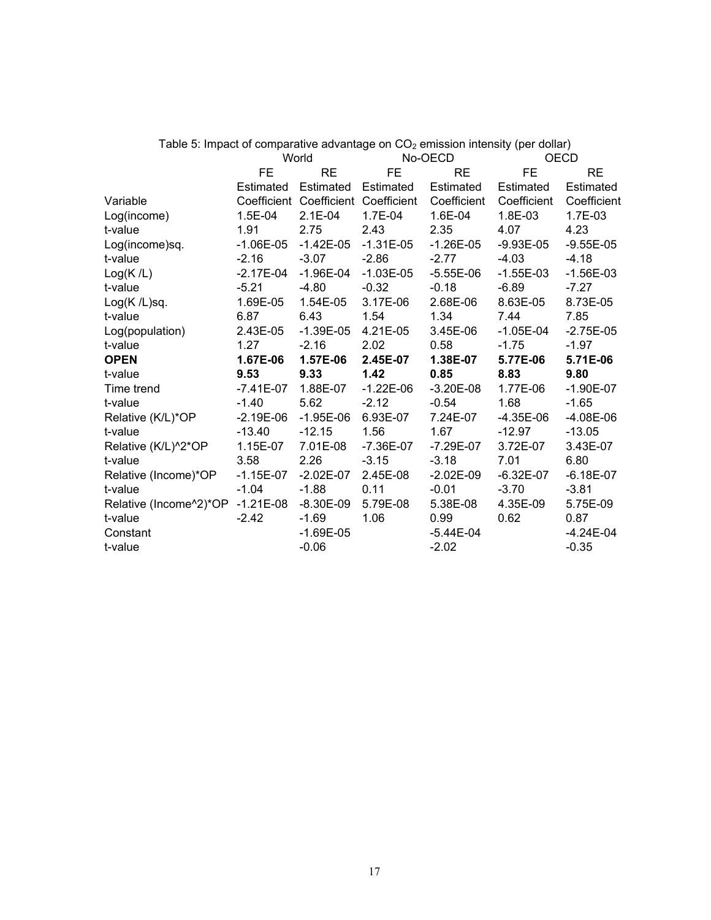Table 5: Impact of comparative advantage on $CO_2$ emission intensity (per dollar)

| | World | | No-OECD | | OECD | |
|---|---|---|---|---|---|---|
| | FE | RE | FE | RE | FE | RE |
| Variable | Estimated Coefficient | Estimated Coefficient | Estimated Coefficient | Estimated Coefficient | Estimated Coefficient | Estimated Coefficient |
| Log(income) | 1.5E-04 | 2.1E-04 | 1.7E-04 | 1.6E-04 | 1.8E-03 | 1.7E-03 |
| t-value | 1.91 | 2.75 | 2.43 | 2.35 | 4.07 | 4.23 |
| Log(income)sq. | -1.06E-05 | -1.42E-05 | -1.31E-05 | -1.26E-05 | -9.93E-05 | -9.55E-05 |
| t-value | -2.16 | -3.07 | -2.86 | -2.77 | -4.03 | -4.18 |
| Log(K /L) | -2.17E-04 | -1.96E-04 | -1.03E-05 | -5.55E-06 | -1.55E-03 | -1.56E-03 |
| t-value | -5.21 | -4.80 | -0.32 | -0.18 | -6.89 | -7.27 |
| Log(K /L)sq. | 1.69E-05 | 1.54E-05 | 3.17E-06 | 2.68E-06 | 8.63E-05 | 8.73E-05 |
| t-value | 6.87 | 6.43 | 1.54 | 1.34 | 7.44 | 7.85 |
| Log(population) | 2.43E-05 | -1.39E-05 | 4.21E-05 | 3.45E-06 | -1.05E-04 | -2.75E-05 |
| t-value | 1.27 | -2.16 | 2.02 | 0.58 | -1.75 | -1.97 |
| **OPEN** | **1.67E-06** | **1.57E-06** | **2.45E-07** | **1.38E-07** | **5.77E-06** | **5.71E-06** |
| t-value | **9.53** | **9.33** | **1.42** | **0.85** | **8.83** | **9.80** |
| Time trend | -7.41E-07 | 1.88E-07 | -1.22E-06 | -3.20E-08 | 1.77E-06 | -1.90E-07 |
| t-value | -1.40 | 5.62 | -2.12 | -0.54 | 1.68 | -1.65 |
| Relative (K/L)*OP | -2.19E-06 | -1.95E-06 | 6.93E-07 | 7.24E-07 | -4.35E-06 | -4.08E-06 |
| t-value | -13.40 | -12.15 | 1.56 | 1.67 | -12.97 | -13.05 |
| Relative (K/L)^2*OP | 1.15E-07 | 7.01E-08 | -7.36E-07 | -7.29E-07 | 3.72E-07 | 3.43E-07 |
| t-value | 3.58 | 2.26 | -3.15 | -3.18 | 7.01 | 6.80 |
| Relative (Income)*OP | -1.15E-07 | -2.02E-07 | 2.45E-08 | -2.02E-09 | -6.32E-07 | -6.18E-07 |
| t-value | -1.04 | -1.88 | 0.11 | -0.01 | -3.70 | -3.81 |
| Relative (Income^2)*OP | -1.21E-08 | -8.30E-09 | 5.79E-08 | 5.38E-08 | 4.35E-09 | 5.75E-09 |
| t-value | -2.42 | -1.69 | 1.06 | 0.99 | 0.62 | 0.87 |
| Constant | | -1.69E-05 | | -5.44E-04 | | -4.24E-04 |
| t-value | | -0.06 | | -2.02 | | -0.35 |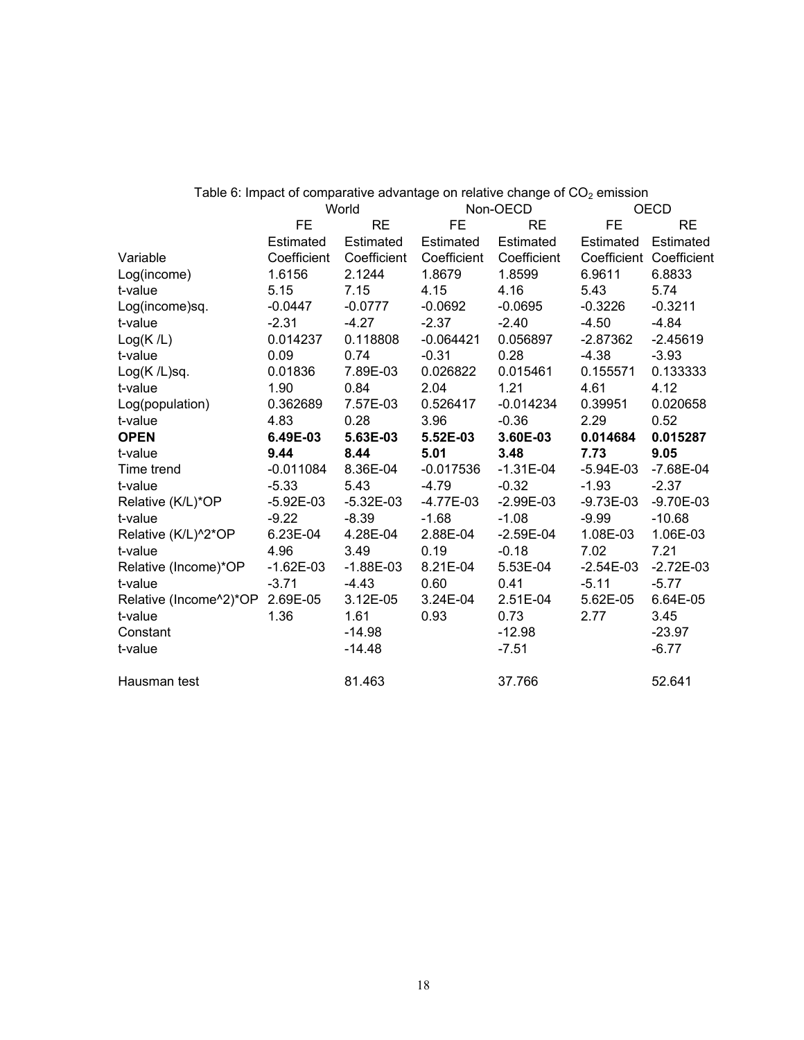Table 6: Impact of comparative advantage on relative change of $CO_2$ emission

| | World | | Non-OECD | | OECD | |
|---|---|---|---|---|---|---|
| | FE | RE | FE | RE | FE | RE |
| Variable | Estimated Coefficient | Estimated Coefficient | Estimated Coefficient | Estimated Coefficient | Estimated Coefficient | Estimated Coefficient |
| Log(income) | 1.6156 | 2.1244 | 1.8679 | 1.8599 | 6.9611 | 6.8833 |
| t-value | 5.15 | 7.15 | 4.15 | 4.16 | 5.43 | 5.74 |
| Log(income)sq. | -0.0447 | -0.0777 | -0.0692 | -0.0695 | -0.3226 | -0.3211 |
| t-value | -2.31 | -4.27 | -2.37 | -2.40 | -4.50 | -4.84 |
| Log(K /L) | 0.014237 | 0.118808 | -0.064421 | 0.056897 | -2.87362 | -2.45619 |
| t-value | 0.09 | 0.74 | -0.31 | 0.28 | -4.38 | -3.93 |
| Log(K /L)sq. | 0.01836 | 7.89E-03 | 0.026822 | 0.015461 | 0.155571 | 0.133333 |
| t-value | 1.90 | 0.84 | 2.04 | 1.21 | 4.61 | 4.12 |
| Log(population) | 0.362689 | 7.57E-03 | 0.526417 | -0.014234 | 0.39951 | 0.020658 |
| t-value | 4.83 | 0.28 | 3.96 | -0.36 | 2.29 | 0.52 |
| **OPEN** | **6.49E-03** | **5.63E-03** | **5.52E-03** | **3.60E-03** | **0.014684** | **0.015287** |
| t-value | **9.44** | **8.44** | **5.01** | **3.48** | **7.73** | **9.05** |
| Time trend | -0.011084 | 8.36E-04 | -0.017536 | -1.31E-04 | -5.94E-03 | -7.68E-04 |
| t-value | -5.33 | 5.43 | -4.79 | -0.32 | -1.93 | -2.37 |
| Relative (K/L)*OP | -5.92E-03 | -5.32E-03 | -4.77E-03 | -2.99E-03 | -9.73E-03 | -9.70E-03 |
| t-value | -9.22 | -8.39 | -1.68 | -1.08 | -9.99 | -10.68 |
| Relative (K/L)^2*OP | 6.23E-04 | 4.28E-04 | 2.88E-04 | -2.59E-04 | 1.08E-03 | 1.06E-03 |
| t-value | 4.96 | 3.49 | 0.19 | -0.18 | 7.02 | 7.21 |
| Relative (Income)*OP | -1.62E-03 | -1.88E-03 | 8.21E-04 | 5.53E-04 | -2.54E-03 | -2.72E-03 |
| t-value | -3.71 | -4.43 | 0.60 | 0.41 | -5.11 | -5.77 |
| Relative (Income^2)*OP | 2.69E-05 | 3.12E-05 | 3.24E-04 | 2.51E-04 | 5.62E-05 | 6.64E-05 |
| t-value | 1.36 | 1.61 | 0.93 | 0.73 | 2.77 | 3.45 |
| Constant | | -14.98 | | -12.98 | | -23.97 |
| t-value | | -14.48 | | -7.51 | | -6.77 |
| Hausman test | | 81.463 | | 37.766 | | 52.641 |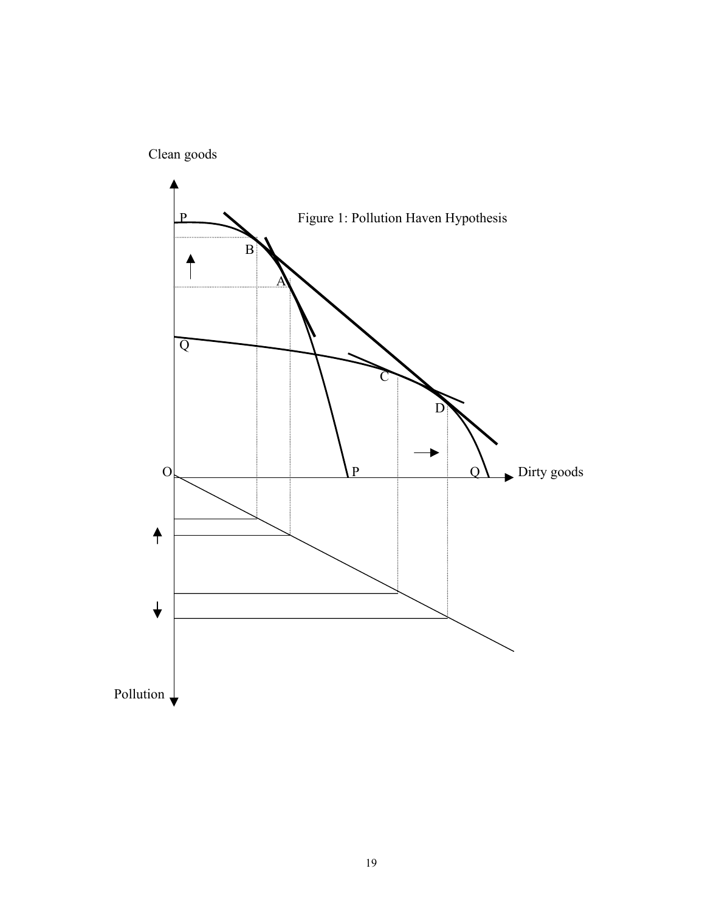Figure 1: Pollution Haven Hypothesis

Clean goods

P

B

A

Q

C

D

O

P

Q

Dirty goods

Pollution